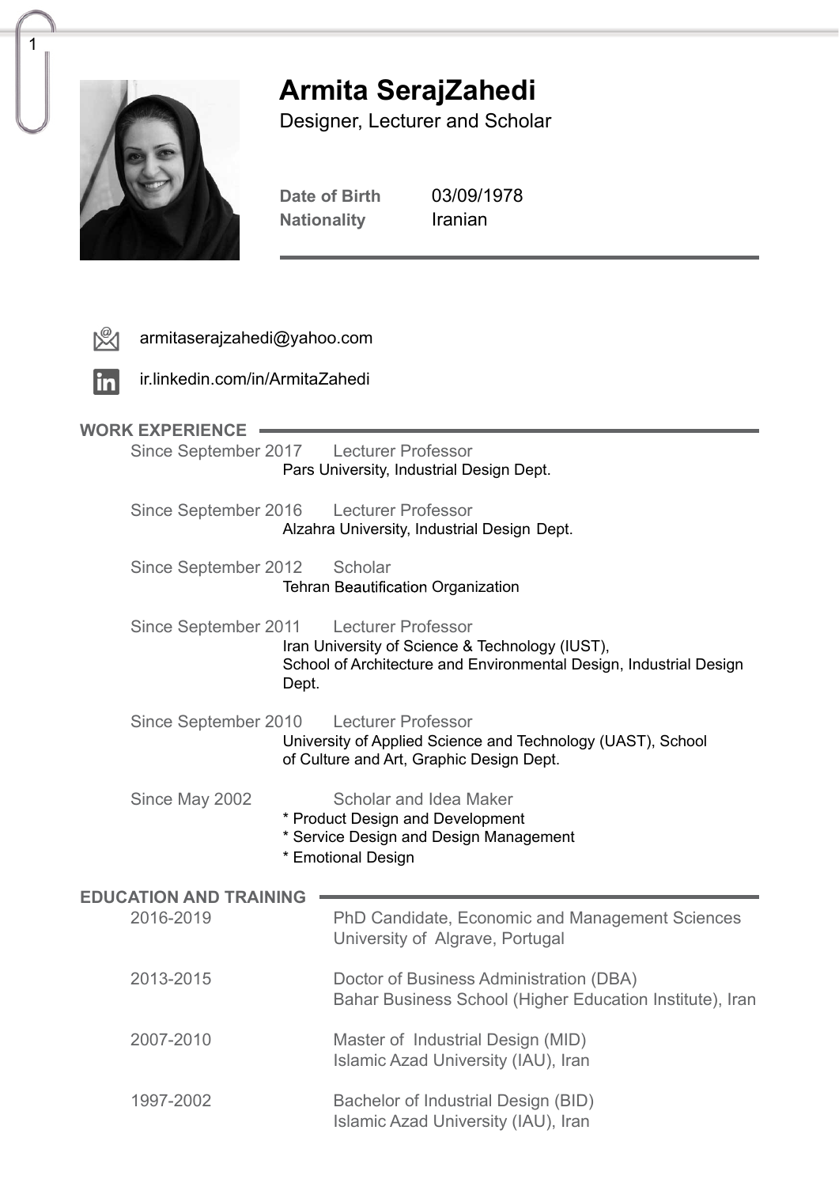# Armita SerajZahedi

Designer, Lecturer and Scholar

**Date of Birth** 03/09/1978
**Nationality** Iranian

armitaserajzahedi@yahoo.com

ir.linkedin.com/in/ArmitaZahedi

## WORK EXPERIENCE

**Since September 2017** — Lecturer Professor
Pars University, Industrial Design Dept.

**Since September 2016** — Lecturer Professor
Alzahra University, Industrial Design Dept.

**Since September 2012** — Scholar
Tehran Beautification Organization

**Since September 2011** — Lecturer Professor
Iran University of Science & Technology (IUST), School of Architecture and Environmental Design, Industrial Design Dept.

**Since September 2010** — Lecturer Professor
University of Applied Science and Technology (UAST), School of Culture and Art, Graphic Design Dept.

**Since May 2002** — Scholar and Idea Maker
* Product Design and Development
* Service Design and Design Management
* Emotional Design

## EDUCATION AND TRAINING

**2016-2019** — PhD Candidate, Economic and Management Sciences
University of Algrave, Portugal

**2013-2015** — Doctor of Business Administration (DBA)
Bahar Business School (Higher Education Institute), Iran

**2007-2010** — Master of Industrial Design (MID)
Islamic Azad University (IAU), Iran

**1997-2002** — Bachelor of Industrial Design (BID)
Islamic Azad University (IAU), Iran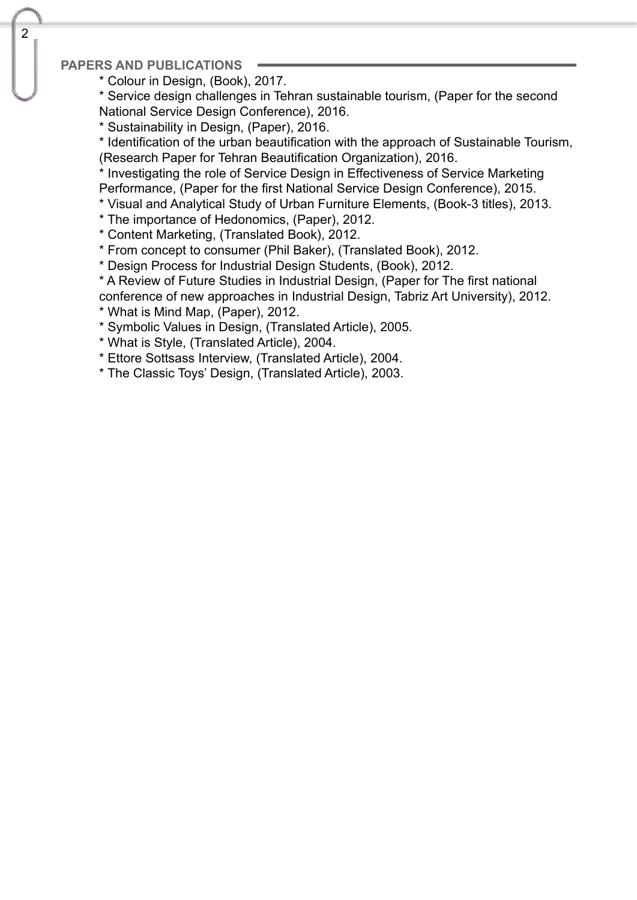## PAPERS AND PUBLICATIONS

* Colour in Design, (Book), 2017.
* Service design challenges in Tehran sustainable tourism, (Paper for the second National Service Design Conference), 2016.
* Sustainability in Design, (Paper), 2016.
* Identification of the urban beautification with the approach of Sustainable Tourism, (Research Paper for Tehran Beautification Organization), 2016.
* Investigating the role of Service Design in Effectiveness of Service Marketing Performance, (Paper for the first National Service Design Conference), 2015.
* Visual and Analytical Study of Urban Furniture Elements, (Book-3 titles), 2013.
* The importance of Hedonomics, (Paper), 2012.
* Content Marketing, (Translated Book), 2012.
* From concept to consumer (Phil Baker), (Translated Book), 2012.
* Design Process for Industrial Design Students, (Book), 2012.
* A Review of Future Studies in Industrial Design, (Paper for The first national conference of new approaches in Industrial Design, Tabriz Art University), 2012.
* What is Mind Map, (Paper), 2012.
* Symbolic Values in Design, (Translated Article), 2005.
* What is Style, (Translated Article), 2004.
* Ettore Sottsass Interview, (Translated Article), 2004.
* The Classic Toys' Design, (Translated Article), 2003.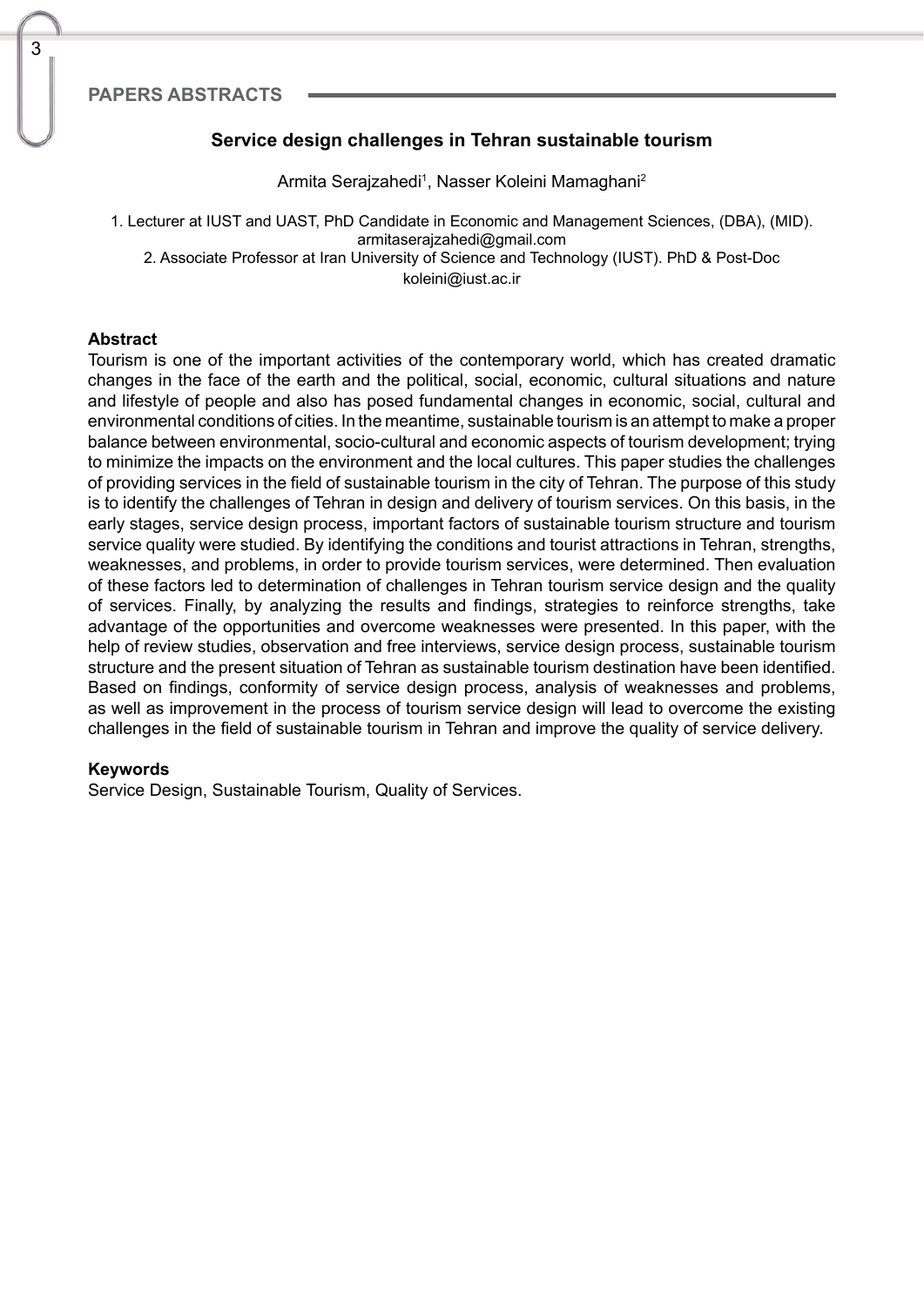## PAPERS ABSTRACTS

### Service design challenges in Tehran sustainable tourism

Armita Serajzahedi[1], Nasser Koleini Mamaghani[2]

1. Lecturer at IUST and UAST, PhD Candidate in Economic and Management Sciences, (DBA), (MID). armitaserajzahedi@gmail.com
2. Associate Professor at Iran University of Science and Technology (IUST). PhD & Post-Doc koleini@iust.ac.ir

**Abstract**

Tourism is one of the important activities of the contemporary world, which has created dramatic changes in the face of the earth and the political, social, economic, cultural situations and nature and lifestyle of people and also has posed fundamental changes in economic, social, cultural and environmental conditions of cities. In the meantime, sustainable tourism is an attempt to make a proper balance between environmental, socio-cultural and economic aspects of tourism development; trying to minimize the impacts on the environment and the local cultures. This paper studies the challenges of providing services in the field of sustainable tourism in the city of Tehran. The purpose of this study is to identify the challenges of Tehran in design and delivery of tourism services. On this basis, in the early stages, service design process, important factors of sustainable tourism structure and tourism service quality were studied. By identifying the conditions and tourist attractions in Tehran, strengths, weaknesses, and problems, in order to provide tourism services, were determined. Then evaluation of these factors led to determination of challenges in Tehran tourism service design and the quality of services. Finally, by analyzing the results and findings, strategies to reinforce strengths, take advantage of the opportunities and overcome weaknesses were presented. In this paper, with the help of review studies, observation and free interviews, service design process, sustainable tourism structure and the present situation of Tehran as sustainable tourism destination have been identified. Based on findings, conformity of service design process, analysis of weaknesses and problems, as well as improvement in the process of tourism service design will lead to overcome the existing challenges in the field of sustainable tourism in Tehran and improve the quality of service delivery.

**Keywords**

Service Design, Sustainable Tourism, Quality of Services.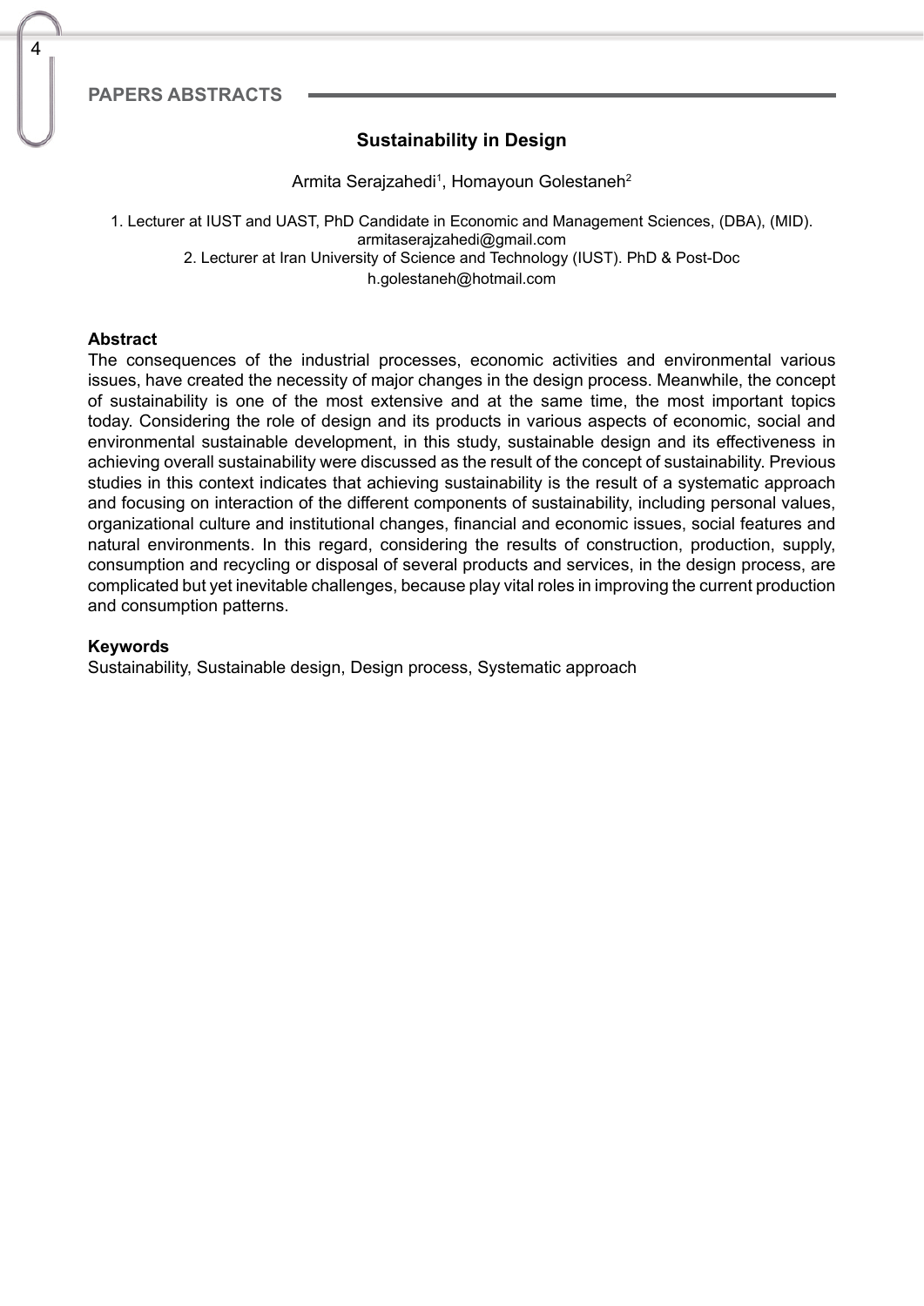## Sustainability in Design

Armita Serajzahedi[1], Homayoun Golestaneh[2]

1. Lecturer at IUST and UAST, PhD Candidate in Economic and Management Sciences, (DBA), (MID). armitaserajzahedi@gmail.com
2. Lecturer at Iran University of Science and Technology (IUST). PhD & Post-Doc h.golestaneh@hotmail.com

**Abstract**

The consequences of the industrial processes, economic activities and environmental various issues, have created the necessity of major changes in the design process. Meanwhile, the concept of sustainability is one of the most extensive and at the same time, the most important topics today. Considering the role of design and its products in various aspects of economic, social and environmental sustainable development, in this study, sustainable design and its effectiveness in achieving overall sustainability were discussed as the result of the concept of sustainability. Previous studies in this context indicates that achieving sustainability is the result of a systematic approach and focusing on interaction of the different components of sustainability, including personal values, organizational culture and institutional changes, financial and economic issues, social features and natural environments. In this regard, considering the results of construction, production, supply, consumption and recycling or disposal of several products and services, in the design process, are complicated but yet inevitable challenges, because play vital roles in improving the current production and consumption patterns.

**Keywords**

Sustainability, Sustainable design, Design process, Systematic approach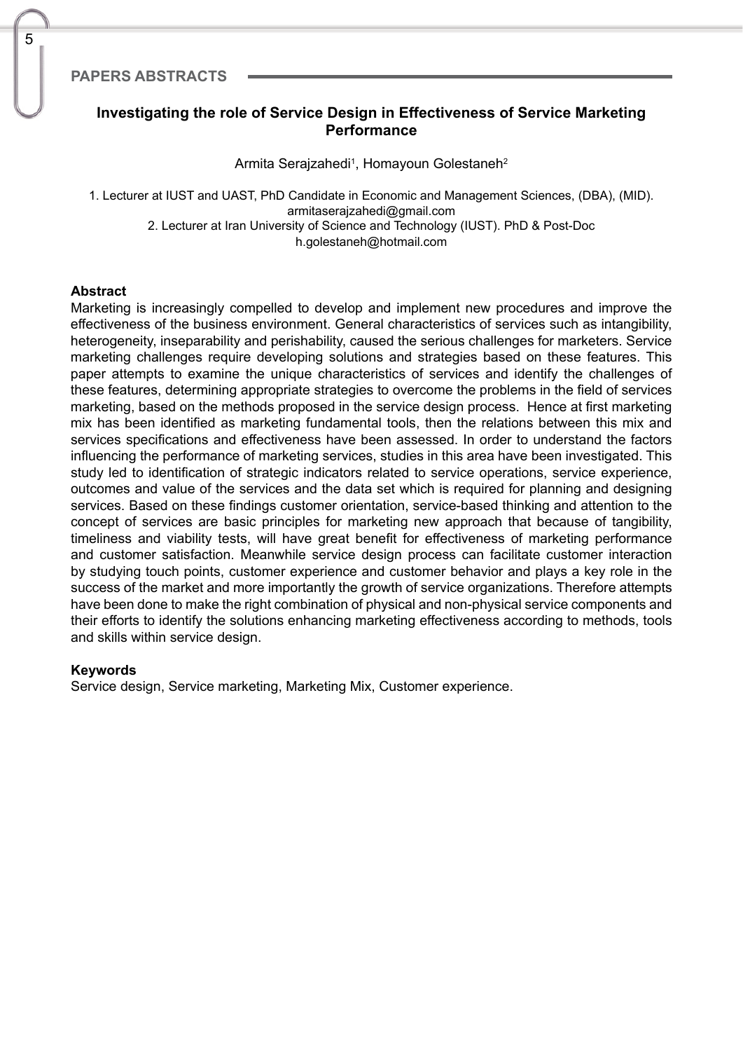## PAPERS ABSTRACTS

### Investigating the role of Service Design in Effectiveness of Service Marketing Performance

Armita Serajzahedi[1], Homayoun Golestaneh[2]

1. Lecturer at IUST and UAST, PhD Candidate in Economic and Management Sciences, (DBA), (MID). armitaserajzahedi@gmail.com
2. Lecturer at Iran University of Science and Technology (IUST). PhD & Post-Doc h.golestaneh@hotmail.com

**Abstract**

Marketing is increasingly compelled to develop and implement new procedures and improve the effectiveness of the business environment. General characteristics of services such as intangibility, heterogeneity, inseparability and perishability, caused the serious challenges for marketers. Service marketing challenges require developing solutions and strategies based on these features. This paper attempts to examine the unique characteristics of services and identify the challenges of these features, determining appropriate strategies to overcome the problems in the field of services marketing, based on the methods proposed in the service design process. Hence at first marketing mix has been identified as marketing fundamental tools, then the relations between this mix and services specifications and effectiveness have been assessed. In order to understand the factors influencing the performance of marketing services, studies in this area have been investigated. This study led to identification of strategic indicators related to service operations, service experience, outcomes and value of the services and the data set which is required for planning and designing services. Based on these findings customer orientation, service-based thinking and attention to the concept of services are basic principles for marketing new approach that because of tangibility, timeliness and viability tests, will have great benefit for effectiveness of marketing performance and customer satisfaction. Meanwhile service design process can facilitate customer interaction by studying touch points, customer experience and customer behavior and plays a key role in the success of the market and more importantly the growth of service organizations. Therefore attempts have been done to make the right combination of physical and non-physical service components and their efforts to identify the solutions enhancing marketing effectiveness according to methods, tools and skills within service design.

**Keywords**

Service design, Service marketing, Marketing Mix, Customer experience.